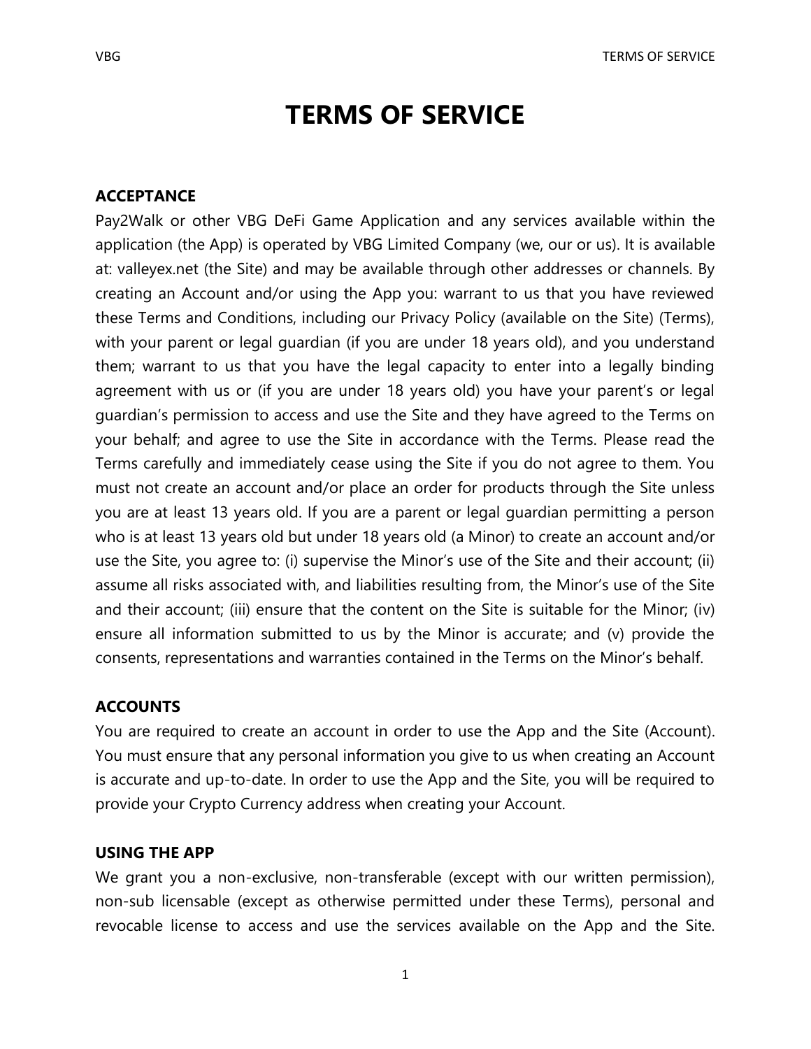# TERMS OF SERVICE

## ACCEPTANCE

Pay2Walk or other VBG DeFi Game Application and any services available within the application (the App) is operated by VBG Limited Company (we, our or us). It is available at: valleyex.net (the Site) and may be available through other addresses or channels. By creating an Account and/or using the App you: warrant to us that you have reviewed these Terms and Conditions, including our Privacy Policy (available on the Site) (Terms), with your parent or legal guardian (if you are under 18 years old), and you understand them; warrant to us that you have the legal capacity to enter into a legally binding agreement with us or (if you are under 18 years old) you have your parent's or legal guardian's permission to access and use the Site and they have agreed to the Terms on your behalf; and agree to use the Site in accordance with the Terms. Please read the Terms carefully and immediately cease using the Site if you do not agree to them. You must not create an account and/or place an order for products through the Site unless you are at least 13 years old. If you are a parent or legal guardian permitting a person who is at least 13 years old but under 18 years old (a Minor) to create an account and/or use the Site, you agree to: (i) supervise the Minor's use of the Site and their account; (ii) assume all risks associated with, and liabilities resulting from, the Minor's use of the Site and their account; (iii) ensure that the content on the Site is suitable for the Minor; (iv) ensure all information submitted to us by the Minor is accurate; and (v) provide the consents, representations and warranties contained in the Terms on the Minor's behalf.

## ACCOUNTS

You are required to create an account in order to use the App and the Site (Account). You must ensure that any personal information you give to us when creating an Account is accurate and up-to-date. In order to use the App and the Site, you will be required to provide your Crypto Currency address when creating your Account.

## USING THE APP

We grant you a non-exclusive, non-transferable (except with our written permission), non-sub licensable (except as otherwise permitted under these Terms), personal and revocable license to access and use the services available on the App and the Site.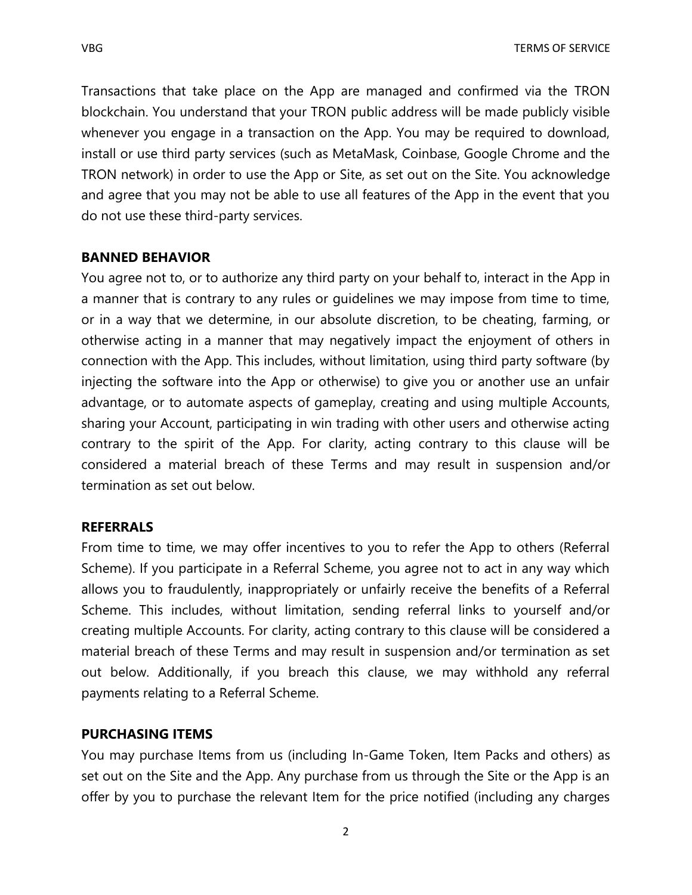Transactions that take place on the App are managed and confirmed via the TRON blockchain. You understand that your TRON public address will be made publicly visible whenever you engage in a transaction on the App. You may be required to download, install or use third party services (such as MetaMask, Coinbase, Google Chrome and the TRON network) in order to use the App or Site, as set out on the Site. You acknowledge and agree that you may not be able to use all features of the App in the event that you do not use these third-party services.

**BANNED BEHAVIOR**

You agree not to, or to authorize any third party on your behalf to, interact in the App in a manner that is contrary to any rules or guidelines we may impose from time to time, or in a way that we determine, in our absolute discretion, to be cheating, farming, or otherwise acting in a manner that may negatively impact the enjoyment of others in connection with the App. This includes, without limitation, using third party software (by injecting the software into the App or otherwise) to give you or another use an unfair advantage, or to automate aspects of gameplay, creating and using multiple Accounts, sharing your Account, participating in win trading with other users and otherwise acting contrary to the spirit of the App. For clarity, acting contrary to this clause will be considered a material breach of these Terms and may result in suspension and/or termination as set out below.

**REFERRALS**

From time to time, we may offer incentives to you to refer the App to others (Referral Scheme). If you participate in a Referral Scheme, you agree not to act in any way which allows you to fraudulently, inappropriately or unfairly receive the benefits of a Referral Scheme. This includes, without limitation, sending referral links to yourself and/or creating multiple Accounts. For clarity, acting contrary to this clause will be considered a material breach of these Terms and may result in suspension and/or termination as set out below. Additionally, if you breach this clause, we may withhold any referral payments relating to a Referral Scheme.

**PURCHASING ITEMS**

You may purchase Items from us (including In-Game Token, Item Packs and others) as set out on the Site and the App. Any purchase from us through the Site or the App is an offer by you to purchase the relevant Item for the price notified (including any charges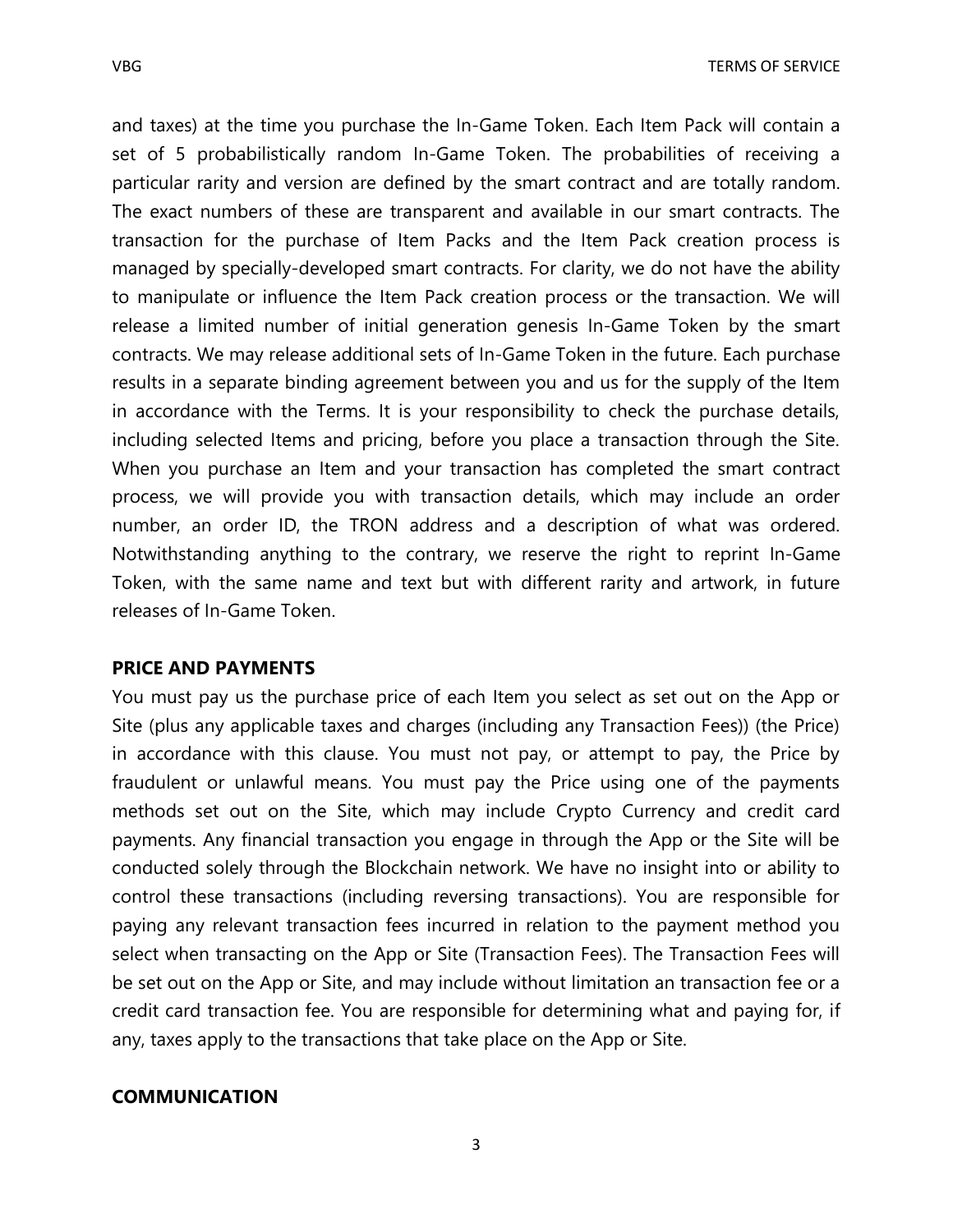and taxes) at the time you purchase the In-Game Token. Each Item Pack will contain a set of 5 probabilistically random In-Game Token. The probabilities of receiving a particular rarity and version are defined by the smart contract and are totally random. The exact numbers of these are transparent and available in our smart contracts. The transaction for the purchase of Item Packs and the Item Pack creation process is managed by specially-developed smart contracts. For clarity, we do not have the ability to manipulate or influence the Item Pack creation process or the transaction. We will release a limited number of initial generation genesis In-Game Token by the smart contracts. We may release additional sets of In-Game Token in the future. Each purchase results in a separate binding agreement between you and us for the supply of the Item in accordance with the Terms. It is your responsibility to check the purchase details, including selected Items and pricing, before you place a transaction through the Site. When you purchase an Item and your transaction has completed the smart contract process, we will provide you with transaction details, which may include an order number, an order ID, the TRON address and a description of what was ordered. Notwithstanding anything to the contrary, we reserve the right to reprint In-Game Token, with the same name and text but with different rarity and artwork, in future releases of In-Game Token.

**PRICE AND PAYMENTS**

You must pay us the purchase price of each Item you select as set out on the App or Site (plus any applicable taxes and charges (including any Transaction Fees)) (the Price) in accordance with this clause. You must not pay, or attempt to pay, the Price by fraudulent or unlawful means. You must pay the Price using one of the payments methods set out on the Site, which may include Crypto Currency and credit card payments. Any financial transaction you engage in through the App or the Site will be conducted solely through the Blockchain network. We have no insight into or ability to control these transactions (including reversing transactions). You are responsible for paying any relevant transaction fees incurred in relation to the payment method you select when transacting on the App or Site (Transaction Fees). The Transaction Fees will be set out on the App or Site, and may include without limitation an transaction fee or a credit card transaction fee. You are responsible for determining what and paying for, if any, taxes apply to the transactions that take place on the App or Site.

**COMMUNICATION**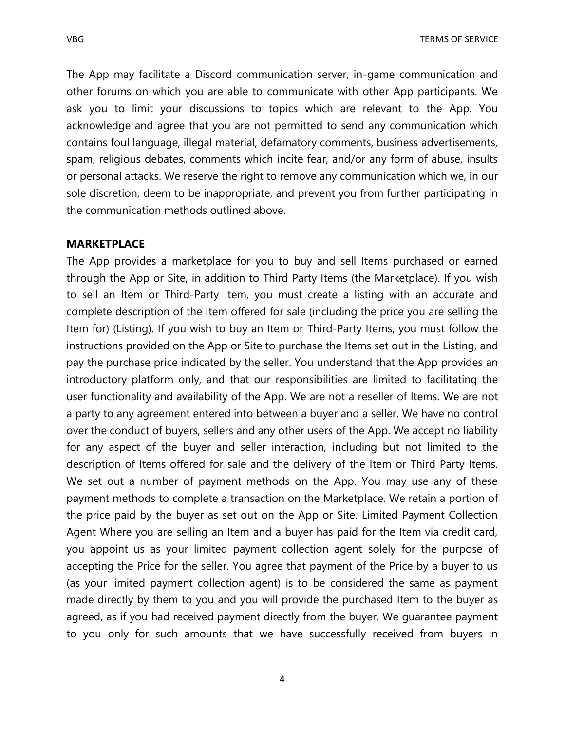The App may facilitate a Discord communication server, in-game communication and other forums on which you are able to communicate with other App participants. We ask you to limit your discussions to topics which are relevant to the App. You acknowledge and agree that you are not permitted to send any communication which contains foul language, illegal material, defamatory comments, business advertisements, spam, religious debates, comments which incite fear, and/or any form of abuse, insults or personal attacks. We reserve the right to remove any communication which we, in our sole discretion, deem to be inappropriate, and prevent you from further participating in the communication methods outlined above.

**MARKETPLACE**

The App provides a marketplace for you to buy and sell Items purchased or earned through the App or Site, in addition to Third Party Items (the Marketplace). If you wish to sell an Item or Third-Party Item, you must create a listing with an accurate and complete description of the Item offered for sale (including the price you are selling the Item for) (Listing). If you wish to buy an Item or Third-Party Items, you must follow the instructions provided on the App or Site to purchase the Items set out in the Listing, and pay the purchase price indicated by the seller. You understand that the App provides an introductory platform only, and that our responsibilities are limited to facilitating the user functionality and availability of the App. We are not a reseller of Items. We are not a party to any agreement entered into between a buyer and a seller. We have no control over the conduct of buyers, sellers and any other users of the App. We accept no liability for any aspect of the buyer and seller interaction, including but not limited to the description of Items offered for sale and the delivery of the Item or Third Party Items. We set out a number of payment methods on the App. You may use any of these payment methods to complete a transaction on the Marketplace. We retain a portion of the price paid by the buyer as set out on the App or Site. Limited Payment Collection Agent Where you are selling an Item and a buyer has paid for the Item via credit card, you appoint us as your limited payment collection agent solely for the purpose of accepting the Price for the seller. You agree that payment of the Price by a buyer to us (as your limited payment collection agent) is to be considered the same as payment made directly by them to you and you will provide the purchased Item to the buyer as agreed, as if you had received payment directly from the buyer. We guarantee payment to you only for such amounts that we have successfully received from buyers in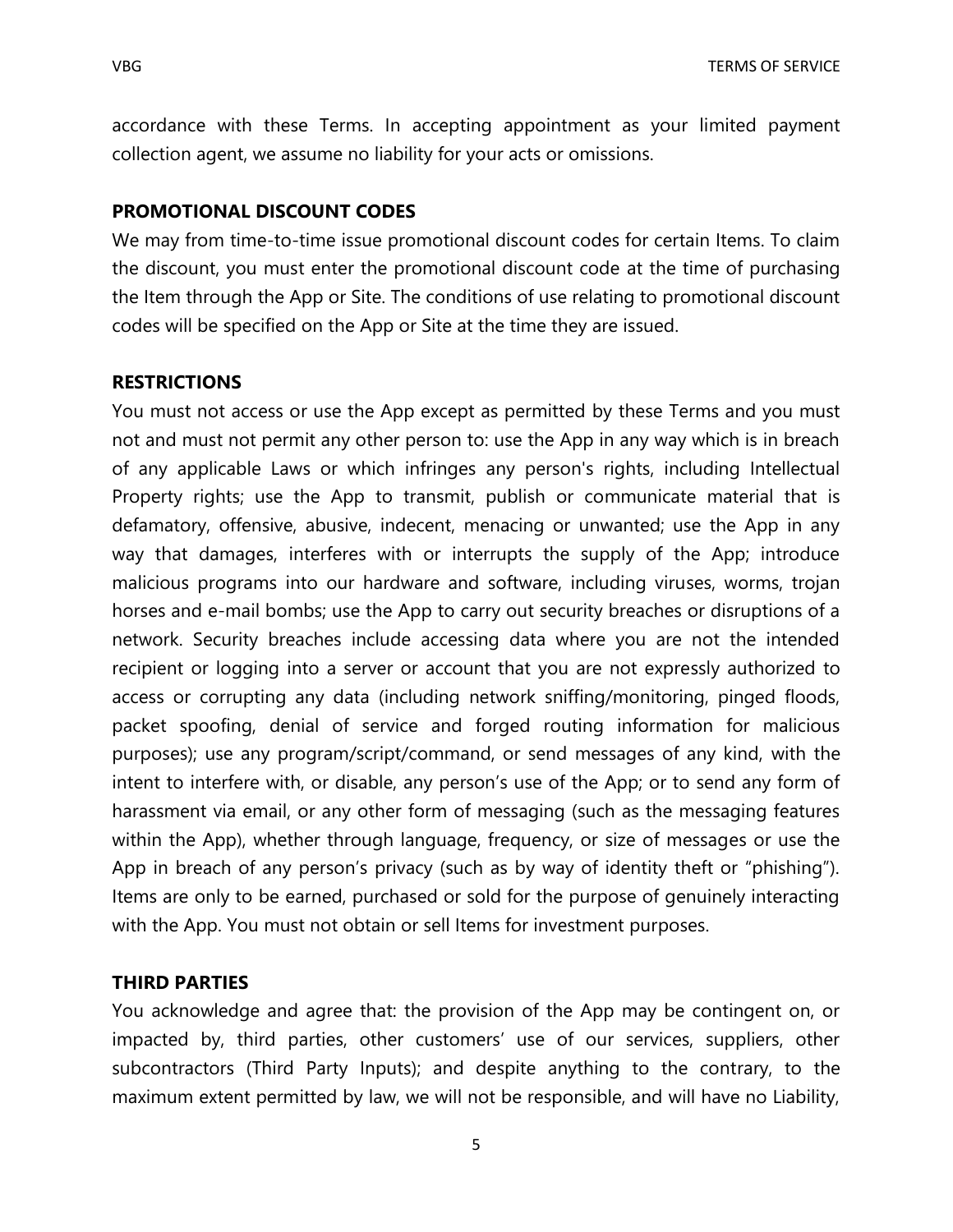accordance with these Terms. In accepting appointment as your limited payment collection agent, we assume no liability for your acts or omissions.

## PROMOTIONAL DISCOUNT CODES

We may from time-to-time issue promotional discount codes for certain Items. To claim the discount, you must enter the promotional discount code at the time of purchasing the Item through the App or Site. The conditions of use relating to promotional discount codes will be specified on the App or Site at the time they are issued.

## RESTRICTIONS

You must not access or use the App except as permitted by these Terms and you must not and must not permit any other person to: use the App in any way which is in breach of any applicable Laws or which infringes any person's rights, including Intellectual Property rights; use the App to transmit, publish or communicate material that is defamatory, offensive, abusive, indecent, menacing or unwanted; use the App in any way that damages, interferes with or interrupts the supply of the App; introduce malicious programs into our hardware and software, including viruses, worms, trojan horses and e-mail bombs; use the App to carry out security breaches or disruptions of a network. Security breaches include accessing data where you are not the intended recipient or logging into a server or account that you are not expressly authorized to access or corrupting any data (including network sniffing/monitoring, pinged floods, packet spoofing, denial of service and forged routing information for malicious purposes); use any program/script/command, or send messages of any kind, with the intent to interfere with, or disable, any person's use of the App; or to send any form of harassment via email, or any other form of messaging (such as the messaging features within the App), whether through language, frequency, or size of messages or use the App in breach of any person's privacy (such as by way of identity theft or "phishing"). Items are only to be earned, purchased or sold for the purpose of genuinely interacting with the App. You must not obtain or sell Items for investment purposes.

## THIRD PARTIES

You acknowledge and agree that: the provision of the App may be contingent on, or impacted by, third parties, other customers' use of our services, suppliers, other subcontractors (Third Party Inputs); and despite anything to the contrary, to the maximum extent permitted by law, we will not be responsible, and will have no Liability,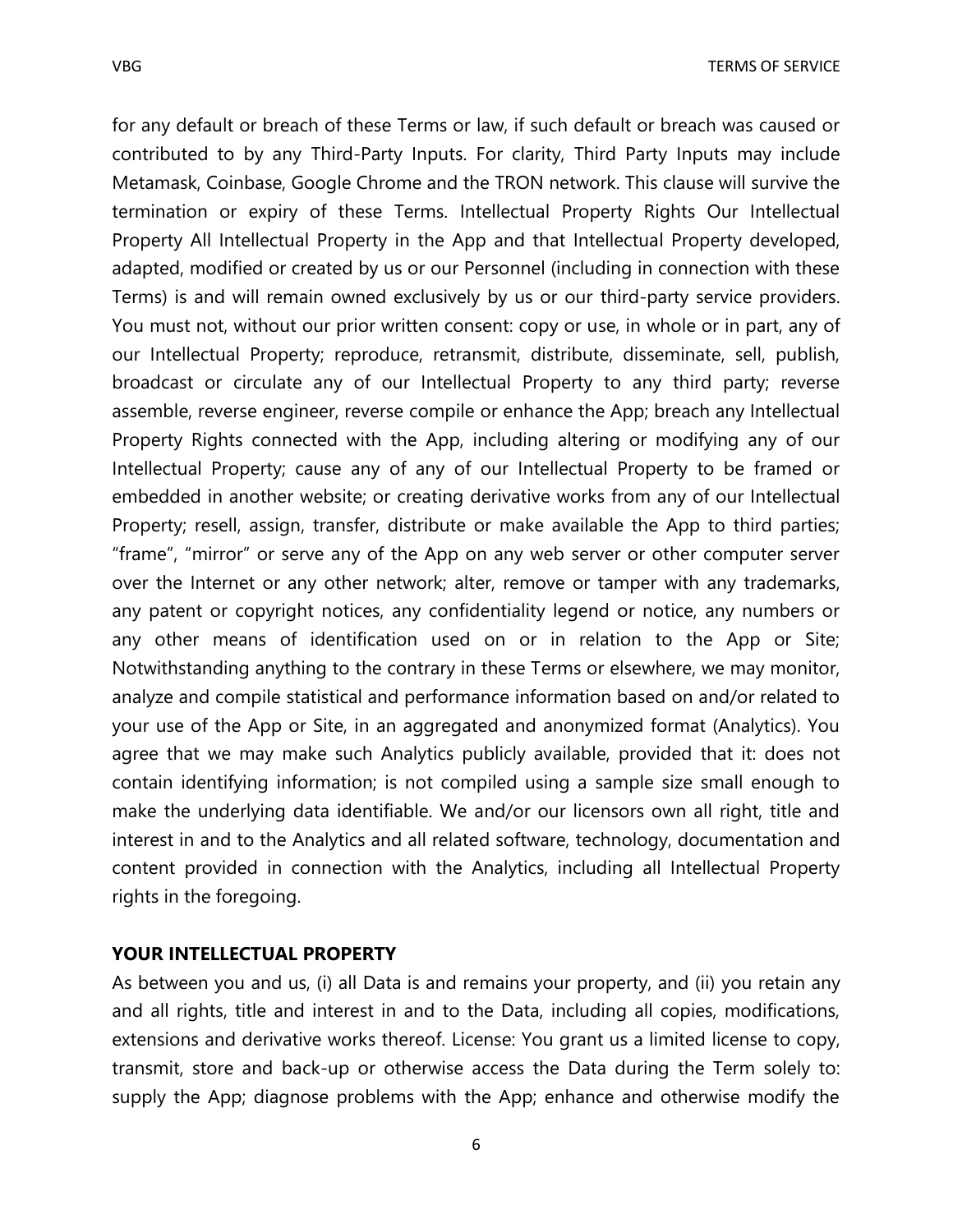for any default or breach of these Terms or law, if such default or breach was caused or contributed to by any Third-Party Inputs. For clarity, Third Party Inputs may include Metamask, Coinbase, Google Chrome and the TRON network. This clause will survive the termination or expiry of these Terms. Intellectual Property Rights Our Intellectual Property All Intellectual Property in the App and that Intellectual Property developed, adapted, modified or created by us or our Personnel (including in connection with these Terms) is and will remain owned exclusively by us or our third-party service providers. You must not, without our prior written consent: copy or use, in whole or in part, any of our Intellectual Property; reproduce, retransmit, distribute, disseminate, sell, publish, broadcast or circulate any of our Intellectual Property to any third party; reverse assemble, reverse engineer, reverse compile or enhance the App; breach any Intellectual Property Rights connected with the App, including altering or modifying any of our Intellectual Property; cause any of any of our Intellectual Property to be framed or embedded in another website; or creating derivative works from any of our Intellectual Property; resell, assign, transfer, distribute or make available the App to third parties; "frame", "mirror" or serve any of the App on any web server or other computer server over the Internet or any other network; alter, remove or tamper with any trademarks, any patent or copyright notices, any confidentiality legend or notice, any numbers or any other means of identification used on or in relation to the App or Site; Notwithstanding anything to the contrary in these Terms or elsewhere, we may monitor, analyze and compile statistical and performance information based on and/or related to your use of the App or Site, in an aggregated and anonymized format (Analytics). You agree that we may make such Analytics publicly available, provided that it: does not contain identifying information; is not compiled using a sample size small enough to make the underlying data identifiable. We and/or our licensors own all right, title and interest in and to the Analytics and all related software, technology, documentation and content provided in connection with the Analytics, including all Intellectual Property rights in the foregoing.

**YOUR INTELLECTUAL PROPERTY**

As between you and us, (i) all Data is and remains your property, and (ii) you retain any and all rights, title and interest in and to the Data, including all copies, modifications, extensions and derivative works thereof. License: You grant us a limited license to copy, transmit, store and back-up or otherwise access the Data during the Term solely to: supply the App; diagnose problems with the App; enhance and otherwise modify the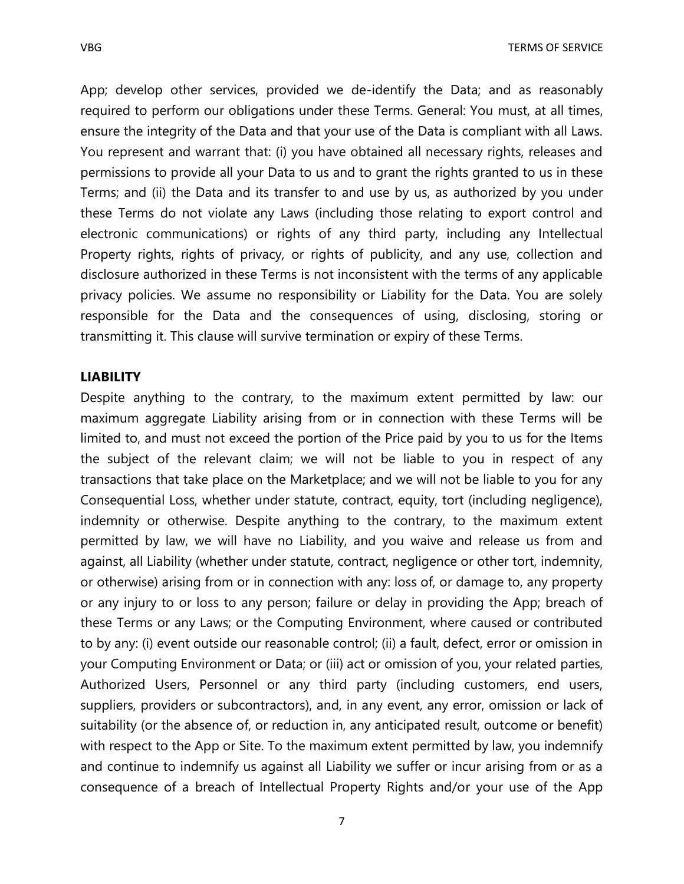App; develop other services, provided we de-identify the Data; and as reasonably required to perform our obligations under these Terms. General: You must, at all times, ensure the integrity of the Data and that your use of the Data is compliant with all Laws. You represent and warrant that: (i) you have obtained all necessary rights, releases and permissions to provide all your Data to us and to grant the rights granted to us in these Terms; and (ii) the Data and its transfer to and use by us, as authorized by you under these Terms do not violate any Laws (including those relating to export control and electronic communications) or rights of any third party, including any Intellectual Property rights, rights of privacy, or rights of publicity, and any use, collection and disclosure authorized in these Terms is not inconsistent with the terms of any applicable privacy policies. We assume no responsibility or Liability for the Data. You are solely responsible for the Data and the consequences of using, disclosing, storing or transmitting it. This clause will survive termination or expiry of these Terms.

**LIABILITY**

Despite anything to the contrary, to the maximum extent permitted by law: our maximum aggregate Liability arising from or in connection with these Terms will be limited to, and must not exceed the portion of the Price paid by you to us for the Items the subject of the relevant claim; we will not be liable to you in respect of any transactions that take place on the Marketplace; and we will not be liable to you for any Consequential Loss, whether under statute, contract, equity, tort (including negligence), indemnity or otherwise. Despite anything to the contrary, to the maximum extent permitted by law, we will have no Liability, and you waive and release us from and against, all Liability (whether under statute, contract, negligence or other tort, indemnity, or otherwise) arising from or in connection with any: loss of, or damage to, any property or any injury to or loss to any person; failure or delay in providing the App; breach of these Terms or any Laws; or the Computing Environment, where caused or contributed to by any: (i) event outside our reasonable control; (ii) a fault, defect, error or omission in your Computing Environment or Data; or (iii) act or omission of you, your related parties, Authorized Users, Personnel or any third party (including customers, end users, suppliers, providers or subcontractors), and, in any event, any error, omission or lack of suitability (or the absence of, or reduction in, any anticipated result, outcome or benefit) with respect to the App or Site. To the maximum extent permitted by law, you indemnify and continue to indemnify us against all Liability we suffer or incur arising from or as a consequence of a breach of Intellectual Property Rights and/or your use of the App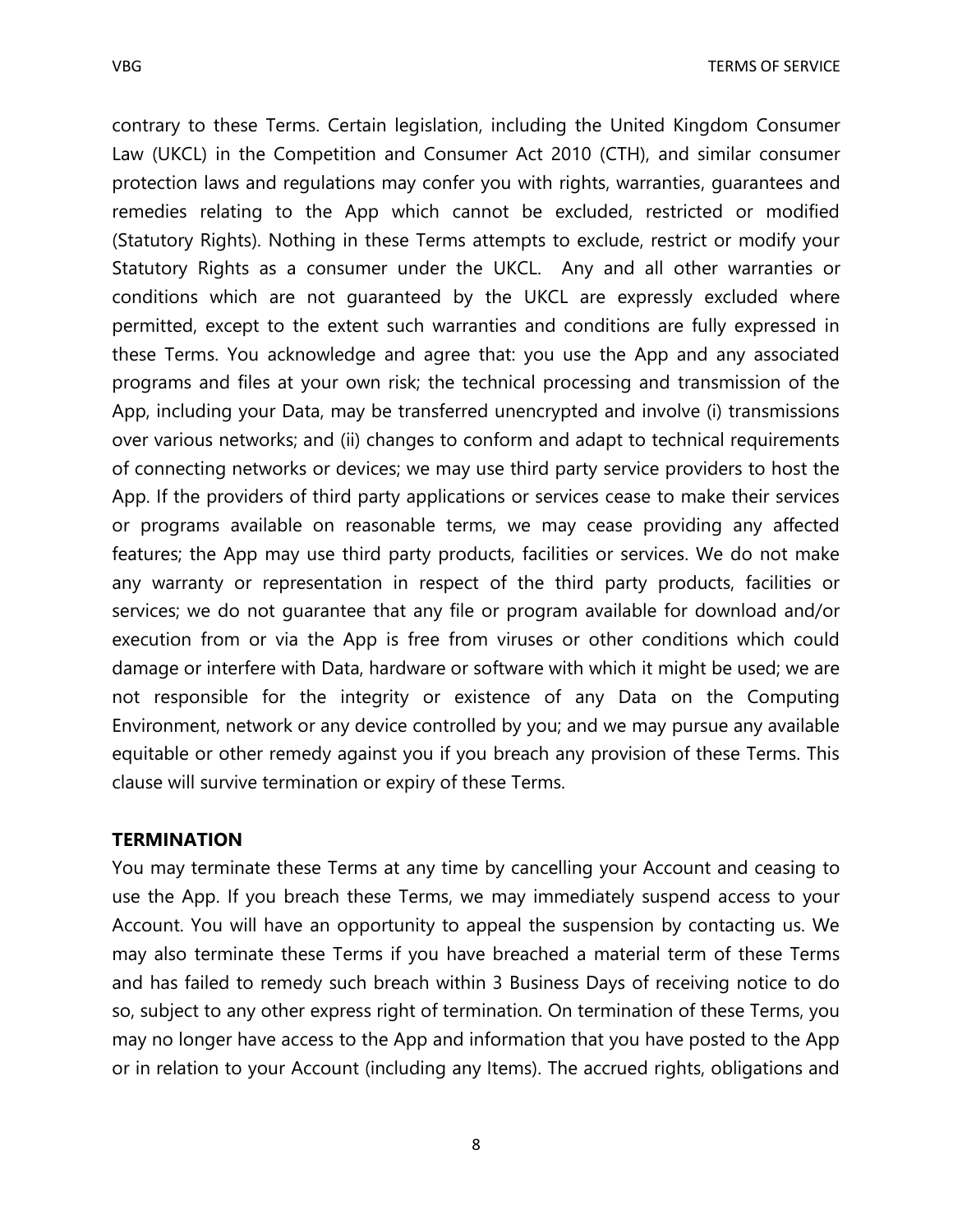contrary to these Terms. Certain legislation, including the United Kingdom Consumer Law (UKCL) in the Competition and Consumer Act 2010 (CTH), and similar consumer protection laws and regulations may confer you with rights, warranties, guarantees and remedies relating to the App which cannot be excluded, restricted or modified (Statutory Rights). Nothing in these Terms attempts to exclude, restrict or modify your Statutory Rights as a consumer under the UKCL. Any and all other warranties or conditions which are not guaranteed by the UKCL are expressly excluded where permitted, except to the extent such warranties and conditions are fully expressed in these Terms. You acknowledge and agree that: you use the App and any associated programs and files at your own risk; the technical processing and transmission of the App, including your Data, may be transferred unencrypted and involve (i) transmissions over various networks; and (ii) changes to conform and adapt to technical requirements of connecting networks or devices; we may use third party service providers to host the App. If the providers of third party applications or services cease to make their services or programs available on reasonable terms, we may cease providing any affected features; the App may use third party products, facilities or services. We do not make any warranty or representation in respect of the third party products, facilities or services; we do not guarantee that any file or program available for download and/or execution from or via the App is free from viruses or other conditions which could damage or interfere with Data, hardware or software with which it might be used; we are not responsible for the integrity or existence of any Data on the Computing Environment, network or any device controlled by you; and we may pursue any available equitable or other remedy against you if you breach any provision of these Terms. This clause will survive termination or expiry of these Terms.

**TERMINATION**

You may terminate these Terms at any time by cancelling your Account and ceasing to use the App. If you breach these Terms, we may immediately suspend access to your Account. You will have an opportunity to appeal the suspension by contacting us. We may also terminate these Terms if you have breached a material term of these Terms and has failed to remedy such breach within 3 Business Days of receiving notice to do so, subject to any other express right of termination. On termination of these Terms, you may no longer have access to the App and information that you have posted to the App or in relation to your Account (including any Items). The accrued rights, obligations and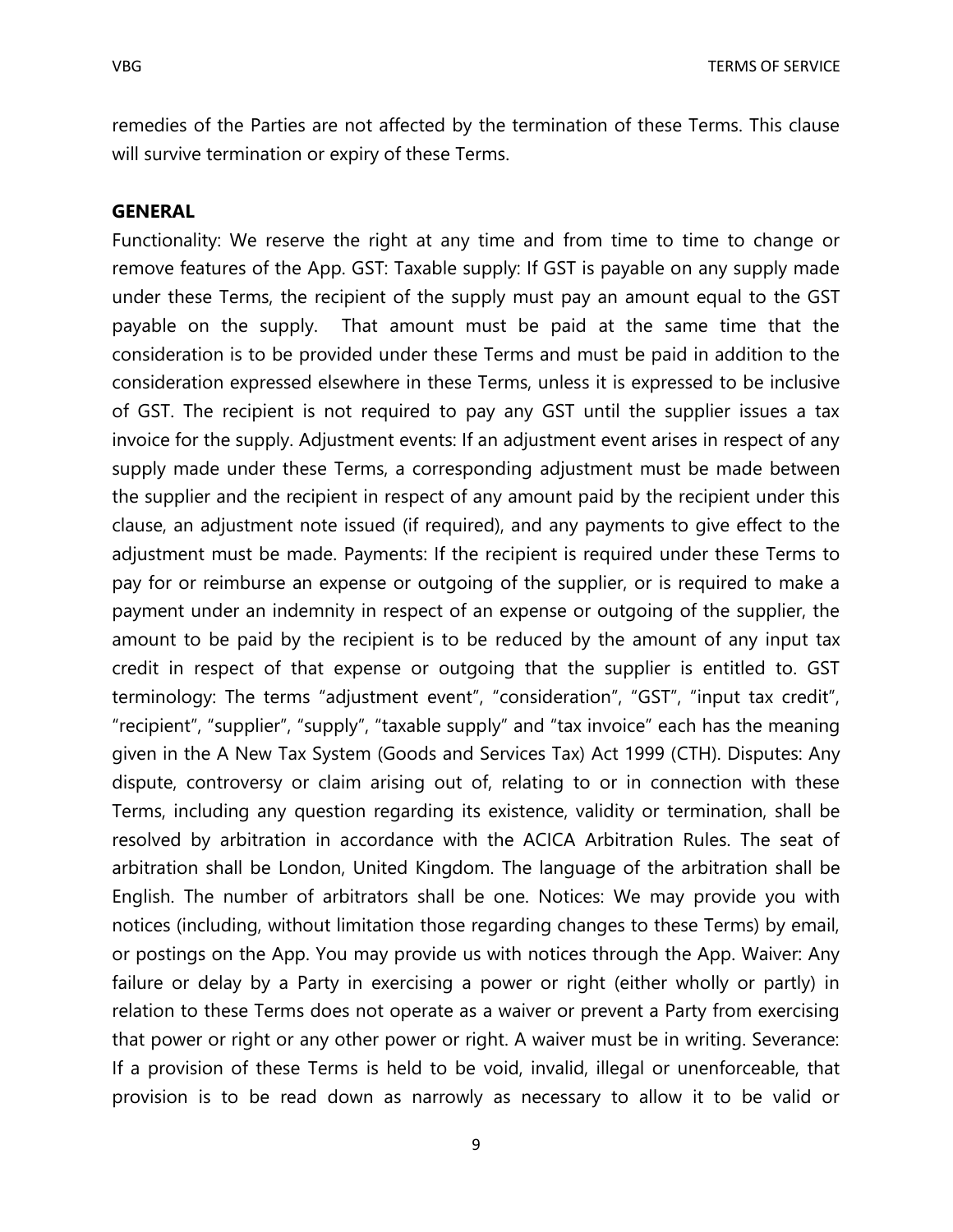remedies of the Parties are not affected by the termination of these Terms. This clause will survive termination or expiry of these Terms.

**GENERAL**

Functionality: We reserve the right at any time and from time to time to change or remove features of the App. GST: Taxable supply: If GST is payable on any supply made under these Terms, the recipient of the supply must pay an amount equal to the GST payable on the supply. That amount must be paid at the same time that the consideration is to be provided under these Terms and must be paid in addition to the consideration expressed elsewhere in these Terms, unless it is expressed to be inclusive of GST. The recipient is not required to pay any GST until the supplier issues a tax invoice for the supply. Adjustment events: If an adjustment event arises in respect of any supply made under these Terms, a corresponding adjustment must be made between the supplier and the recipient in respect of any amount paid by the recipient under this clause, an adjustment note issued (if required), and any payments to give effect to the adjustment must be made. Payments: If the recipient is required under these Terms to pay for or reimburse an expense or outgoing of the supplier, or is required to make a payment under an indemnity in respect of an expense or outgoing of the supplier, the amount to be paid by the recipient is to be reduced by the amount of any input tax credit in respect of that expense or outgoing that the supplier is entitled to. GST terminology: The terms "adjustment event", "consideration", "GST", "input tax credit", "recipient", "supplier", "supply", "taxable supply" and "tax invoice" each has the meaning given in the A New Tax System (Goods and Services Tax) Act 1999 (CTH). Disputes: Any dispute, controversy or claim arising out of, relating to or in connection with these Terms, including any question regarding its existence, validity or termination, shall be resolved by arbitration in accordance with the ACICA Arbitration Rules. The seat of arbitration shall be London, United Kingdom. The language of the arbitration shall be English. The number of arbitrators shall be one. Notices: We may provide you with notices (including, without limitation those regarding changes to these Terms) by email, or postings on the App. You may provide us with notices through the App. Waiver: Any failure or delay by a Party in exercising a power or right (either wholly or partly) in relation to these Terms does not operate as a waiver or prevent a Party from exercising that power or right or any other power or right. A waiver must be in writing. Severance: If a provision of these Terms is held to be void, invalid, illegal or unenforceable, that provision is to be read down as narrowly as necessary to allow it to be valid or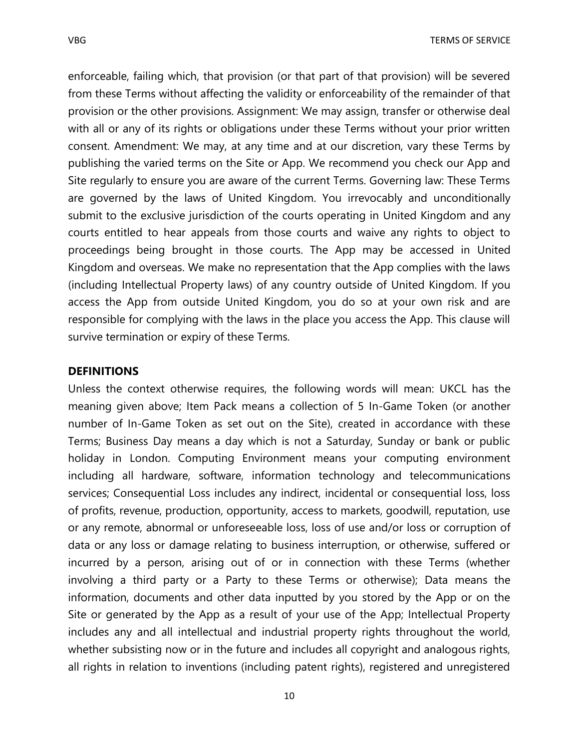enforceable, failing which, that provision (or that part of that provision) will be severed from these Terms without affecting the validity or enforceability of the remainder of that provision or the other provisions. Assignment: We may assign, transfer or otherwise deal with all or any of its rights or obligations under these Terms without your prior written consent. Amendment: We may, at any time and at our discretion, vary these Terms by publishing the varied terms on the Site or App. We recommend you check our App and Site regularly to ensure you are aware of the current Terms. Governing law: These Terms are governed by the laws of United Kingdom. You irrevocably and unconditionally submit to the exclusive jurisdiction of the courts operating in United Kingdom and any courts entitled to hear appeals from those courts and waive any rights to object to proceedings being brought in those courts. The App may be accessed in United Kingdom and overseas. We make no representation that the App complies with the laws (including Intellectual Property laws) of any country outside of United Kingdom. If you access the App from outside United Kingdom, you do so at your own risk and are responsible for complying with the laws in the place you access the App. This clause will survive termination or expiry of these Terms.

**DEFINITIONS**

Unless the context otherwise requires, the following words will mean: UKCL has the meaning given above; Item Pack means a collection of 5 In-Game Token (or another number of In-Game Token as set out on the Site), created in accordance with these Terms; Business Day means a day which is not a Saturday, Sunday or bank or public holiday in London. Computing Environment means your computing environment including all hardware, software, information technology and telecommunications services; Consequential Loss includes any indirect, incidental or consequential loss, loss of profits, revenue, production, opportunity, access to markets, goodwill, reputation, use or any remote, abnormal or unforeseeable loss, loss of use and/or loss or corruption of data or any loss or damage relating to business interruption, or otherwise, suffered or incurred by a person, arising out of or in connection with these Terms (whether involving a third party or a Party to these Terms or otherwise); Data means the information, documents and other data inputted by you stored by the App or on the Site or generated by the App as a result of your use of the App; Intellectual Property includes any and all intellectual and industrial property rights throughout the world, whether subsisting now or in the future and includes all copyright and analogous rights, all rights in relation to inventions (including patent rights), registered and unregistered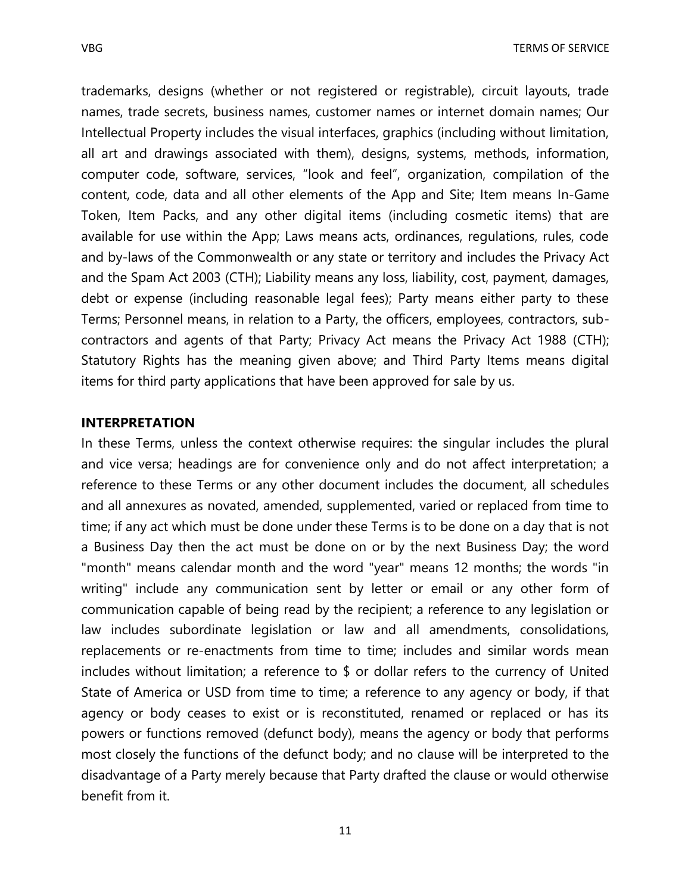trademarks, designs (whether or not registered or registrable), circuit layouts, trade names, trade secrets, business names, customer names or internet domain names; Our Intellectual Property includes the visual interfaces, graphics (including without limitation, all art and drawings associated with them), designs, systems, methods, information, computer code, software, services, "look and feel", organization, compilation of the content, code, data and all other elements of the App and Site; Item means In-Game Token, Item Packs, and any other digital items (including cosmetic items) that are available for use within the App; Laws means acts, ordinances, regulations, rules, code and by-laws of the Commonwealth or any state or territory and includes the Privacy Act and the Spam Act 2003 (CTH); Liability means any loss, liability, cost, payment, damages, debt or expense (including reasonable legal fees); Party means either party to these Terms; Personnel means, in relation to a Party, the officers, employees, contractors, sub-contractors and agents of that Party; Privacy Act means the Privacy Act 1988 (CTH); Statutory Rights has the meaning given above; and Third Party Items means digital items for third party applications that have been approved for sale by us.

**INTERPRETATION**

In these Terms, unless the context otherwise requires: the singular includes the plural and vice versa; headings are for convenience only and do not affect interpretation; a reference to these Terms or any other document includes the document, all schedules and all annexures as novated, amended, supplemented, varied or replaced from time to time; if any act which must be done under these Terms is to be done on a day that is not a Business Day then the act must be done on or by the next Business Day; the word "month" means calendar month and the word "year" means 12 months; the words "in writing" include any communication sent by letter or email or any other form of communication capable of being read by the recipient; a reference to any legislation or law includes subordinate legislation or law and all amendments, consolidations, replacements or re-enactments from time to time; includes and similar words mean includes without limitation; a reference to $ or dollar refers to the currency of United State of America or USD from time to time; a reference to any agency or body, if that agency or body ceases to exist or is reconstituted, renamed or replaced or has its powers or functions removed (defunct body), means the agency or body that performs most closely the functions of the defunct body; and no clause will be interpreted to the disadvantage of a Party merely because that Party drafted the clause or would otherwise benefit from it.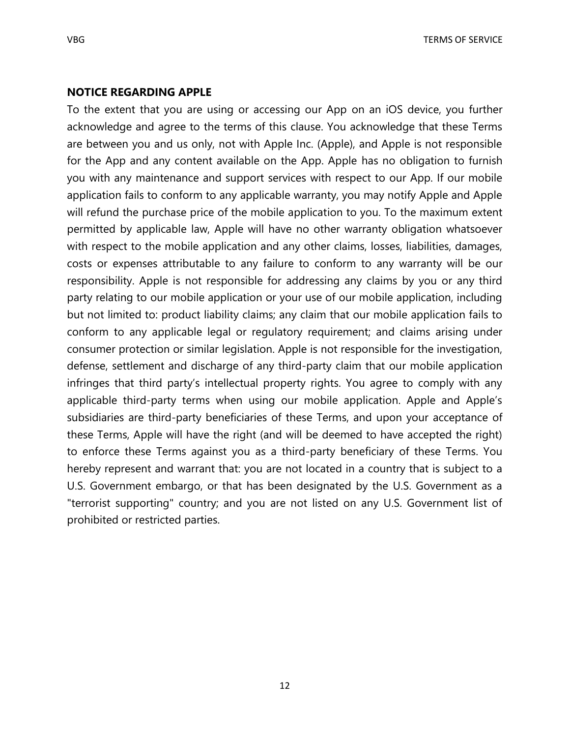## NOTICE REGARDING APPLE

To the extent that you are using or accessing our App on an iOS device, you further acknowledge and agree to the terms of this clause. You acknowledge that these Terms are between you and us only, not with Apple Inc. (Apple), and Apple is not responsible for the App and any content available on the App. Apple has no obligation to furnish you with any maintenance and support services with respect to our App. If our mobile application fails to conform to any applicable warranty, you may notify Apple and Apple will refund the purchase price of the mobile application to you. To the maximum extent permitted by applicable law, Apple will have no other warranty obligation whatsoever with respect to the mobile application and any other claims, losses, liabilities, damages, costs or expenses attributable to any failure to conform to any warranty will be our responsibility. Apple is not responsible for addressing any claims by you or any third party relating to our mobile application or your use of our mobile application, including but not limited to: product liability claims; any claim that our mobile application fails to conform to any applicable legal or regulatory requirement; and claims arising under consumer protection or similar legislation. Apple is not responsible for the investigation, defense, settlement and discharge of any third-party claim that our mobile application infringes that third party's intellectual property rights. You agree to comply with any applicable third-party terms when using our mobile application. Apple and Apple's subsidiaries are third-party beneficiaries of these Terms, and upon your acceptance of these Terms, Apple will have the right (and will be deemed to have accepted the right) to enforce these Terms against you as a third-party beneficiary of these Terms. You hereby represent and warrant that: you are not located in a country that is subject to a U.S. Government embargo, or that has been designated by the U.S. Government as a "terrorist supporting" country; and you are not listed on any U.S. Government list of prohibited or restricted parties.